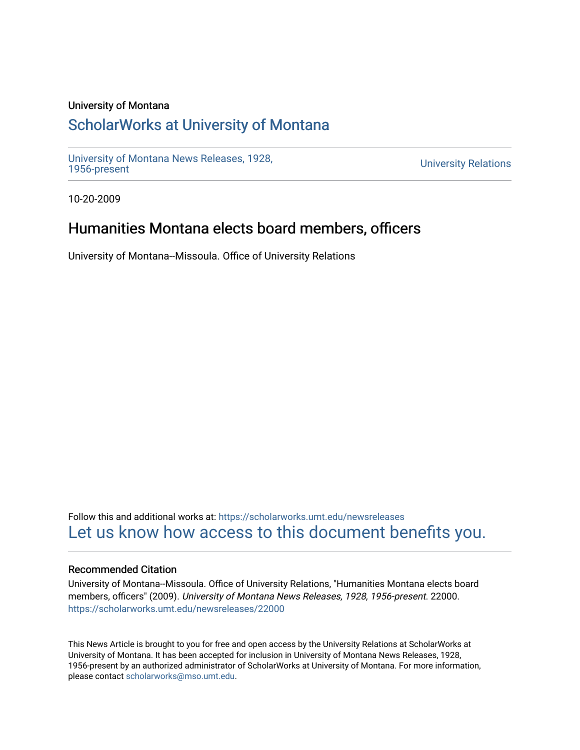University of Montana

## ScholarWorks at University of Montana

University of Montana News Releases, 1928, 1956-present

University Relations

10-20-2009

# Humanities Montana elects board members, officers

University of Montana--Missoula. Office of University Relations

Follow this and additional works at: https://scholarworks.umt.edu/newsreleases

Let us know how access to this document benefits you.

### Recommended Citation

University of Montana--Missoula. Office of University Relations, "Humanities Montana elects board members, officers" (2009). *University of Montana News Releases, 1928, 1956-present*. 22000.
https://scholarworks.umt.edu/newsreleases/22000

This News Article is brought to you for free and open access by the University Relations at ScholarWorks at University of Montana. It has been accepted for inclusion in University of Montana News Releases, 1928, 1956-present by an authorized administrator of ScholarWorks at University of Montana. For more information, please contact scholarworks@mso.umt.edu.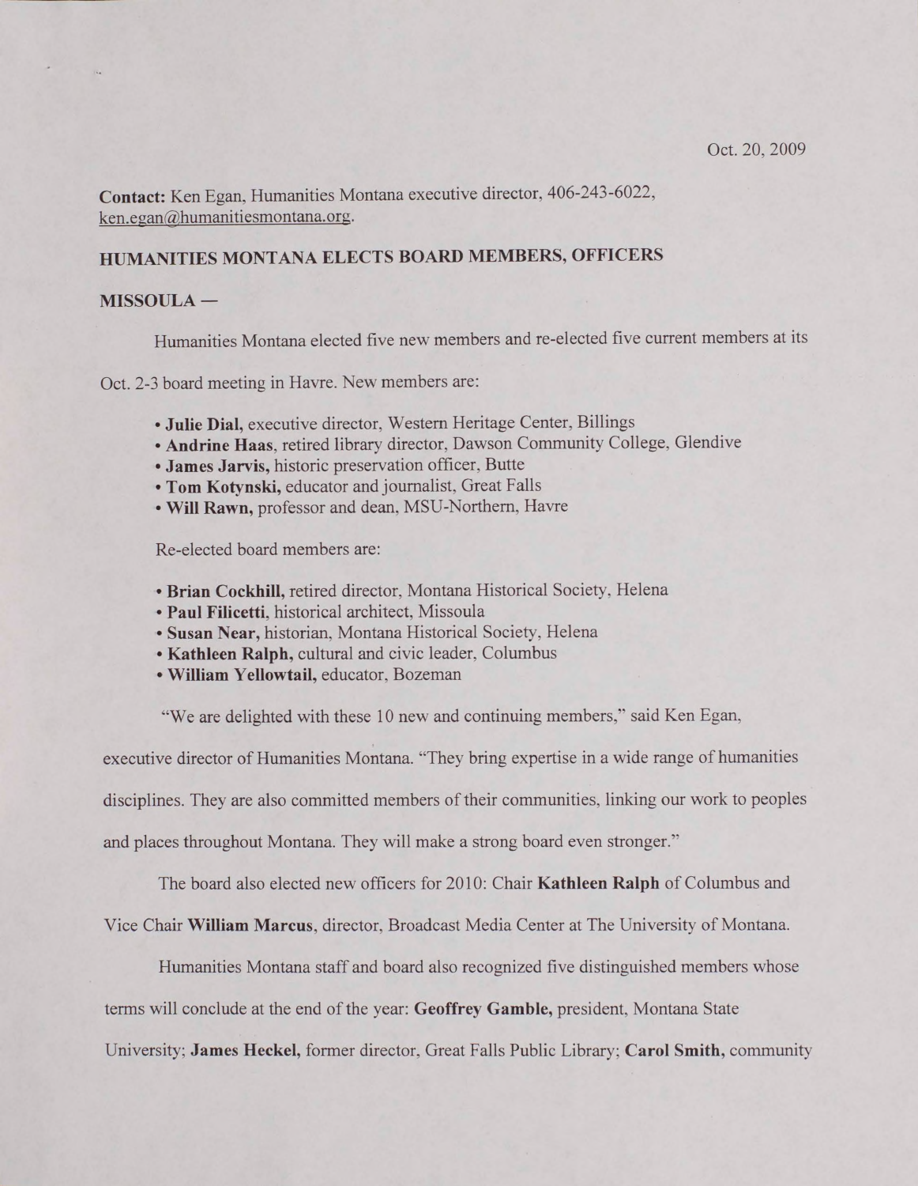Oct. 20, 2009

**Contact:** Ken Egan, Humanities Montana executive director, 406-243-6022, ken.egan@humanitiesmontana.org.

## HUMANITIES MONTANA ELECTS BOARD MEMBERS, OFFICERS

**MISSOULA —**

Humanities Montana elected five new members and re-elected five current members at its Oct. 2-3 board meeting in Havre. New members are:

- **Julie Dial,** executive director, Western Heritage Center, Billings
- **Andrine Haas**, retired library director, Dawson Community College, Glendive
- **James Jarvis,** historic preservation officer, Butte
- **Tom Kotynski,** educator and journalist, Great Falls
- **Will Rawn,** professor and dean, MSU-Northern, Havre

Re-elected board members are:

- **Brian Cockhill,** retired director, Montana Historical Society, Helena
- **Paul Filicetti**, historical architect, Missoula
- **Susan Near,** historian, Montana Historical Society, Helena
- **Kathleen Ralph,** cultural and civic leader, Columbus
- **William Yellowtail,** educator, Bozeman

"We are delighted with these 10 new and continuing members," said Ken Egan, executive director of Humanities Montana. "They bring expertise in a wide range of humanities disciplines. They are also committed members of their communities, linking our work to peoples and places throughout Montana. They will make a strong board even stronger."

The board also elected new officers for 2010: Chair **Kathleen Ralph** of Columbus and Vice Chair **William Marcus**, director, Broadcast Media Center at The University of Montana.

Humanities Montana staff and board also recognized five distinguished members whose terms will conclude at the end of the year: **Geoffrey Gamble,** president, Montana State University; **James Heckel,** former director, Great Falls Public Library; **Carol Smith,** community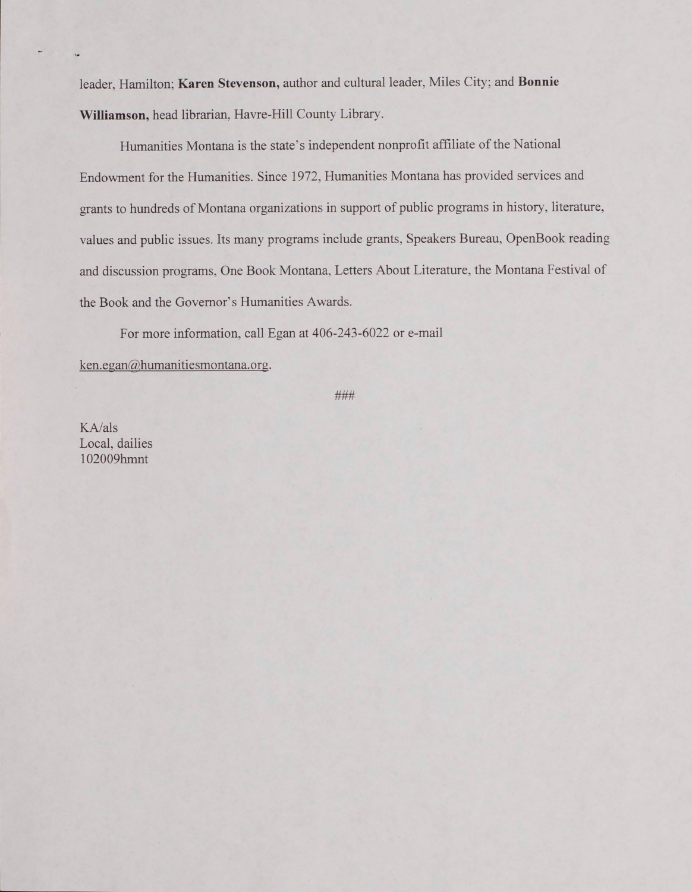leader, Hamilton; **Karen Stevenson,** author and cultural leader, Miles City; and **Bonnie Williamson,** head librarian, Havre-Hill County Library.

Humanities Montana is the state's independent nonprofit affiliate of the National Endowment for the Humanities. Since 1972, Humanities Montana has provided services and grants to hundreds of Montana organizations in support of public programs in history, literature, values and public issues. Its many programs include grants, Speakers Bureau, OpenBook reading and discussion programs, One Book Montana, Letters About Literature, the Montana Festival of the Book and the Governor's Humanities Awards.

For more information, call Egan at 406-243-6022 or e-mail ken.egan@humanitiesmontana.org.

###

KA/als
Local, dailies
102009hmnt